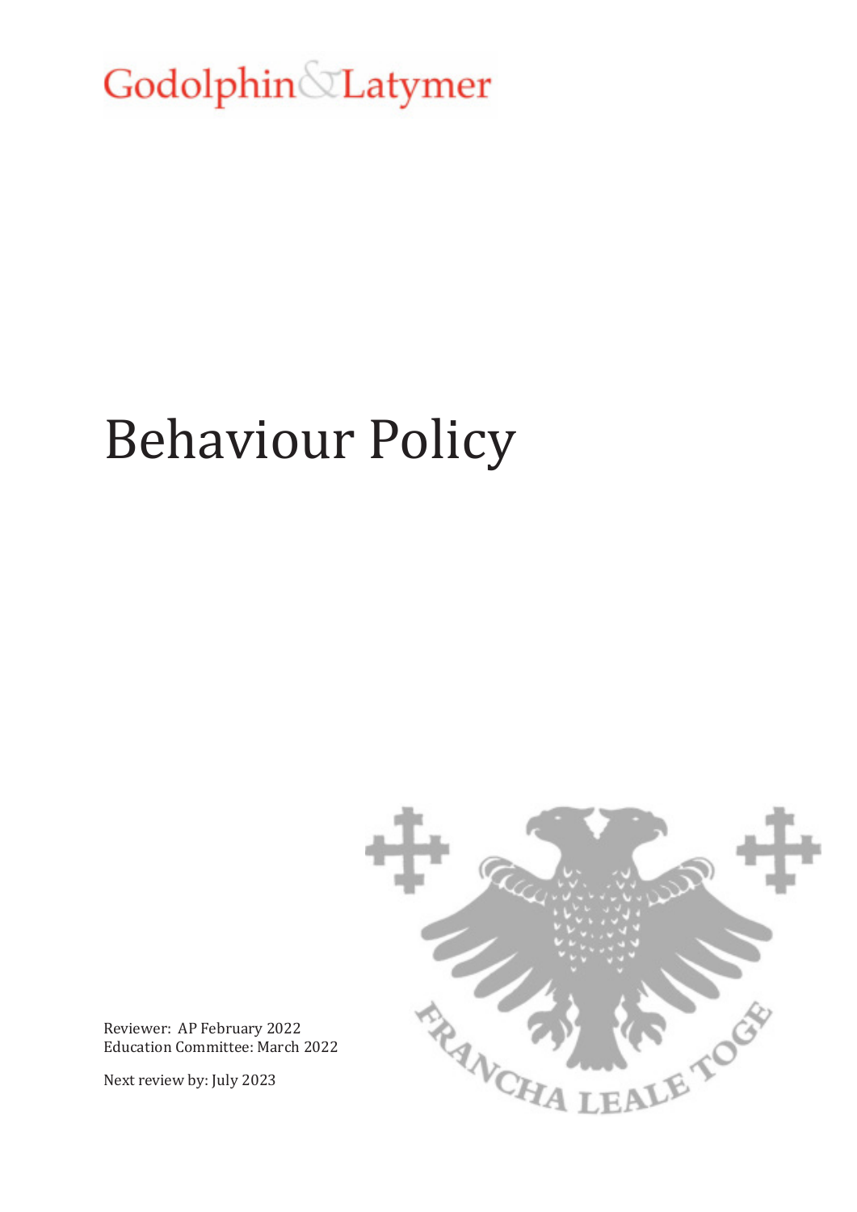Godolphin & Latymer

# Behaviour Policy

Reviewer: AP February 2022
Education Committee: March 2022

Next review by: July 2023

FRANCHA LEALE TOGE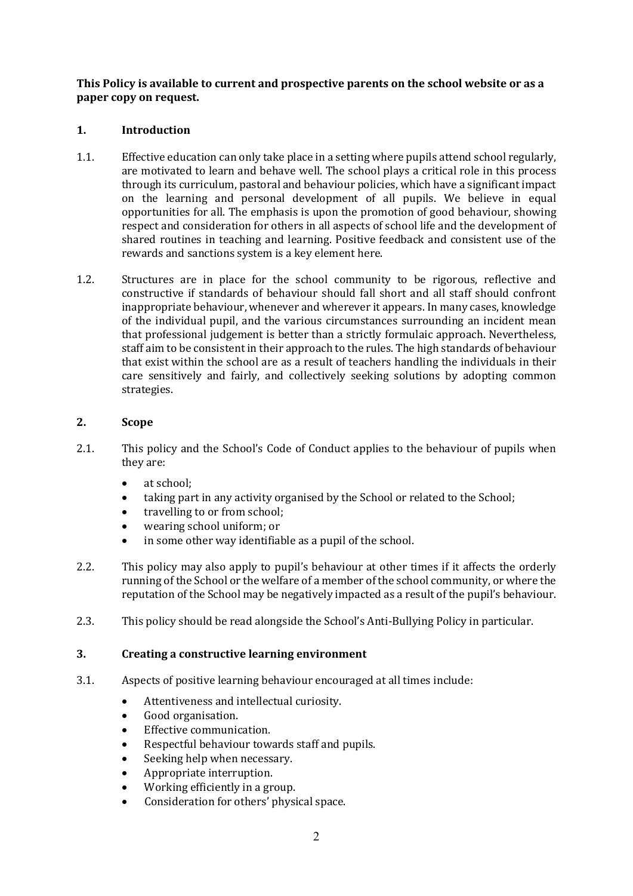**This Policy is available to current and prospective parents on the school website or as a paper copy on request.**

## 1. Introduction

1.1. Effective education can only take place in a setting where pupils attend school regularly, are motivated to learn and behave well. The school plays a critical role in this process through its curriculum, pastoral and behaviour policies, which have a significant impact on the learning and personal development of all pupils. We believe in equal opportunities for all. The emphasis is upon the promotion of good behaviour, showing respect and consideration for others in all aspects of school life and the development of shared routines in teaching and learning. Positive feedback and consistent use of the rewards and sanctions system is a key element here.

1.2. Structures are in place for the school community to be rigorous, reflective and constructive if standards of behaviour should fall short and all staff should confront inappropriate behaviour, whenever and wherever it appears. In many cases, knowledge of the individual pupil, and the various circumstances surrounding an incident mean that professional judgement is better than a strictly formulaic approach. Nevertheless, staff aim to be consistent in their approach to the rules. The high standards of behaviour that exist within the school are as a result of teachers handling the individuals in their care sensitively and fairly, and collectively seeking solutions by adopting common strategies.

## 2. Scope

2.1. This policy and the School's Code of Conduct applies to the behaviour of pupils when they are:

- at school;
- taking part in any activity organised by the School or related to the School;
- travelling to or from school;
- wearing school uniform; or
- in some other way identifiable as a pupil of the school.

2.2. This policy may also apply to pupil's behaviour at other times if it affects the orderly running of the School or the welfare of a member of the school community, or where the reputation of the School may be negatively impacted as a result of the pupil's behaviour.

2.3. This policy should be read alongside the School's Anti-Bullying Policy in particular.

## 3. Creating a constructive learning environment

3.1. Aspects of positive learning behaviour encouraged at all times include:

- Attentiveness and intellectual curiosity.
- Good organisation.
- Effective communication.
- Respectful behaviour towards staff and pupils.
- Seeking help when necessary.
- Appropriate interruption.
- Working efficiently in a group.
- Consideration for others' physical space.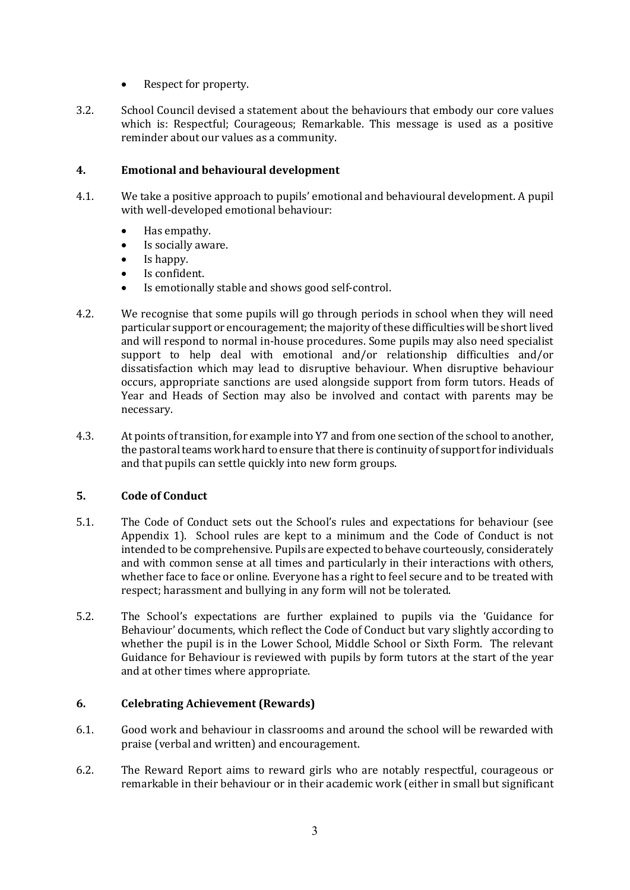- Respect for property.

3.2. School Council devised a statement about the behaviours that embody our core values which is: Respectful; Courageous; Remarkable. This message is used as a positive reminder about our values as a community.

## 4. Emotional and behavioural development

4.1. We take a positive approach to pupils' emotional and behavioural development. A pupil with well-developed emotional behaviour:

- Has empathy.
- Is socially aware.
- Is happy.
- Is confident.
- Is emotionally stable and shows good self-control.

4.2. We recognise that some pupils will go through periods in school when they will need particular support or encouragement; the majority of these difficulties will be short lived and will respond to normal in-house procedures. Some pupils may also need specialist support to help deal with emotional and/or relationship difficulties and/or dissatisfaction which may lead to disruptive behaviour. When disruptive behaviour occurs, appropriate sanctions are used alongside support from form tutors. Heads of Year and Heads of Section may also be involved and contact with parents may be necessary.

4.3. At points of transition, for example into Y7 and from one section of the school to another, the pastoral teams work hard to ensure that there is continuity of support for individuals and that pupils can settle quickly into new form groups.

## 5. Code of Conduct

5.1. The Code of Conduct sets out the School's rules and expectations for behaviour (see Appendix 1). School rules are kept to a minimum and the Code of Conduct is not intended to be comprehensive. Pupils are expected to behave courteously, considerately and with common sense at all times and particularly in their interactions with others, whether face to face or online. Everyone has a right to feel secure and to be treated with respect; harassment and bullying in any form will not be tolerated.

5.2. The School's expectations are further explained to pupils via the 'Guidance for Behaviour' documents, which reflect the Code of Conduct but vary slightly according to whether the pupil is in the Lower School, Middle School or Sixth Form. The relevant Guidance for Behaviour is reviewed with pupils by form tutors at the start of the year and at other times where appropriate.

## 6. Celebrating Achievement (Rewards)

6.1. Good work and behaviour in classrooms and around the school will be rewarded with praise (verbal and written) and encouragement.

6.2. The Reward Report aims to reward girls who are notably respectful, courageous or remarkable in their behaviour or in their academic work (either in small but significant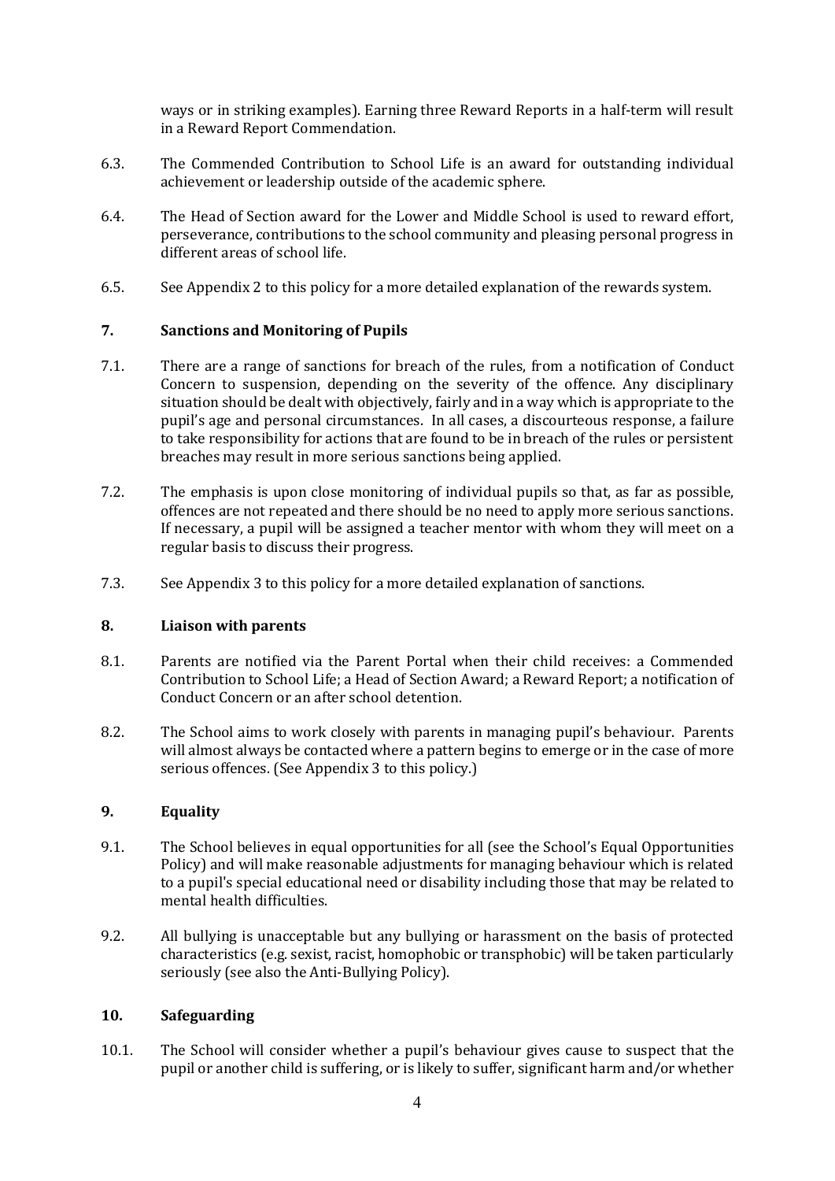ways or in striking examples). Earning three Reward Reports in a half-term will result in a Reward Report Commendation.

6.3. The Commended Contribution to School Life is an award for outstanding individual achievement or leadership outside of the academic sphere.

6.4. The Head of Section award for the Lower and Middle School is used to reward effort, perseverance, contributions to the school community and pleasing personal progress in different areas of school life.

6.5. See Appendix 2 to this policy for a more detailed explanation of the rewards system.

## 7. Sanctions and Monitoring of Pupils

7.1. There are a range of sanctions for breach of the rules, from a notification of Conduct Concern to suspension, depending on the severity of the offence. Any disciplinary situation should be dealt with objectively, fairly and in a way which is appropriate to the pupil's age and personal circumstances. In all cases, a discourteous response, a failure to take responsibility for actions that are found to be in breach of the rules or persistent breaches may result in more serious sanctions being applied.

7.2. The emphasis is upon close monitoring of individual pupils so that, as far as possible, offences are not repeated and there should be no need to apply more serious sanctions. If necessary, a pupil will be assigned a teacher mentor with whom they will meet on a regular basis to discuss their progress.

7.3. See Appendix 3 to this policy for a more detailed explanation of sanctions.

## 8. Liaison with parents

8.1. Parents are notified via the Parent Portal when their child receives: a Commended Contribution to School Life; a Head of Section Award; a Reward Report; a notification of Conduct Concern or an after school detention.

8.2. The School aims to work closely with parents in managing pupil's behaviour. Parents will almost always be contacted where a pattern begins to emerge or in the case of more serious offences. (See Appendix 3 to this policy.)

## 9. Equality

9.1. The School believes in equal opportunities for all (see the School's Equal Opportunities Policy) and will make reasonable adjustments for managing behaviour which is related to a pupil's special educational need or disability including those that may be related to mental health difficulties.

9.2. All bullying is unacceptable but any bullying or harassment on the basis of protected characteristics (e.g. sexist, racist, homophobic or transphobic) will be taken particularly seriously (see also the Anti-Bullying Policy).

## 10. Safeguarding

10.1. The School will consider whether a pupil's behaviour gives cause to suspect that the pupil or another child is suffering, or is likely to suffer, significant harm and/or whether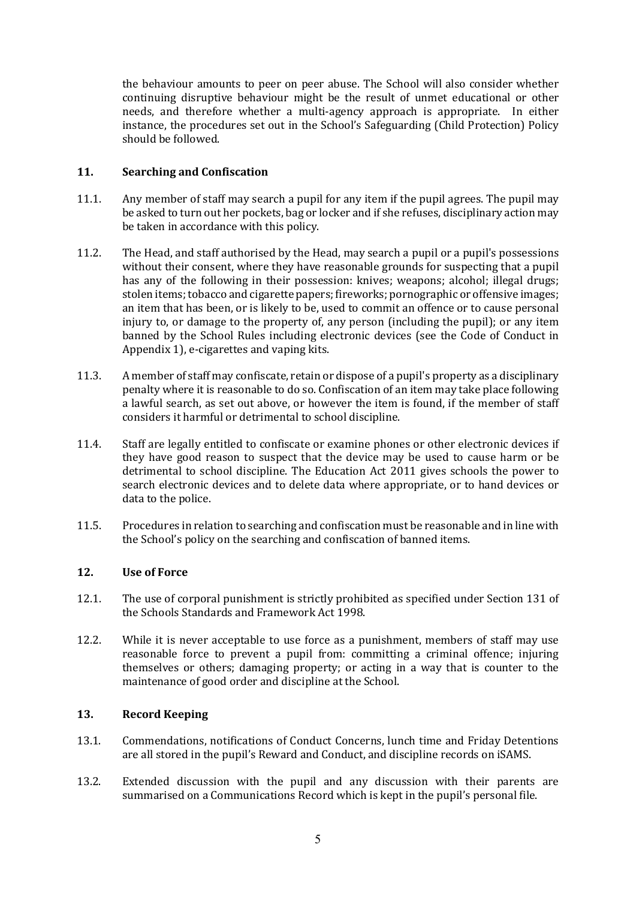the behaviour amounts to peer on peer abuse. The School will also consider whether continuing disruptive behaviour might be the result of unmet educational or other needs, and therefore whether a multi-agency approach is appropriate. In either instance, the procedures set out in the School's Safeguarding (Child Protection) Policy should be followed.

## 11. Searching and Confiscation

11.1. Any member of staff may search a pupil for any item if the pupil agrees. The pupil may be asked to turn out her pockets, bag or locker and if she refuses, disciplinary action may be taken in accordance with this policy.

11.2. The Head, and staff authorised by the Head, may search a pupil or a pupil's possessions without their consent, where they have reasonable grounds for suspecting that a pupil has any of the following in their possession: knives; weapons; alcohol; illegal drugs; stolen items; tobacco and cigarette papers; fireworks; pornographic or offensive images; an item that has been, or is likely to be, used to commit an offence or to cause personal injury to, or damage to the property of, any person (including the pupil); or any item banned by the School Rules including electronic devices (see the Code of Conduct in Appendix 1), e-cigarettes and vaping kits.

11.3. A member of staff may confiscate, retain or dispose of a pupil's property as a disciplinary penalty where it is reasonable to do so. Confiscation of an item may take place following a lawful search, as set out above, or however the item is found, if the member of staff considers it harmful or detrimental to school discipline.

11.4. Staff are legally entitled to confiscate or examine phones or other electronic devices if they have good reason to suspect that the device may be used to cause harm or be detrimental to school discipline. The Education Act 2011 gives schools the power to search electronic devices and to delete data where appropriate, or to hand devices or data to the police.

11.5. Procedures in relation to searching and confiscation must be reasonable and in line with the School's policy on the searching and confiscation of banned items.

## 12. Use of Force

12.1. The use of corporal punishment is strictly prohibited as specified under Section 131 of the Schools Standards and Framework Act 1998.

12.2. While it is never acceptable to use force as a punishment, members of staff may use reasonable force to prevent a pupil from: committing a criminal offence; injuring themselves or others; damaging property; or acting in a way that is counter to the maintenance of good order and discipline at the School.

## 13. Record Keeping

13.1. Commendations, notifications of Conduct Concerns, lunch time and Friday Detentions are all stored in the pupil's Reward and Conduct, and discipline records on iSAMS.

13.2. Extended discussion with the pupil and any discussion with their parents are summarised on a Communications Record which is kept in the pupil's personal file.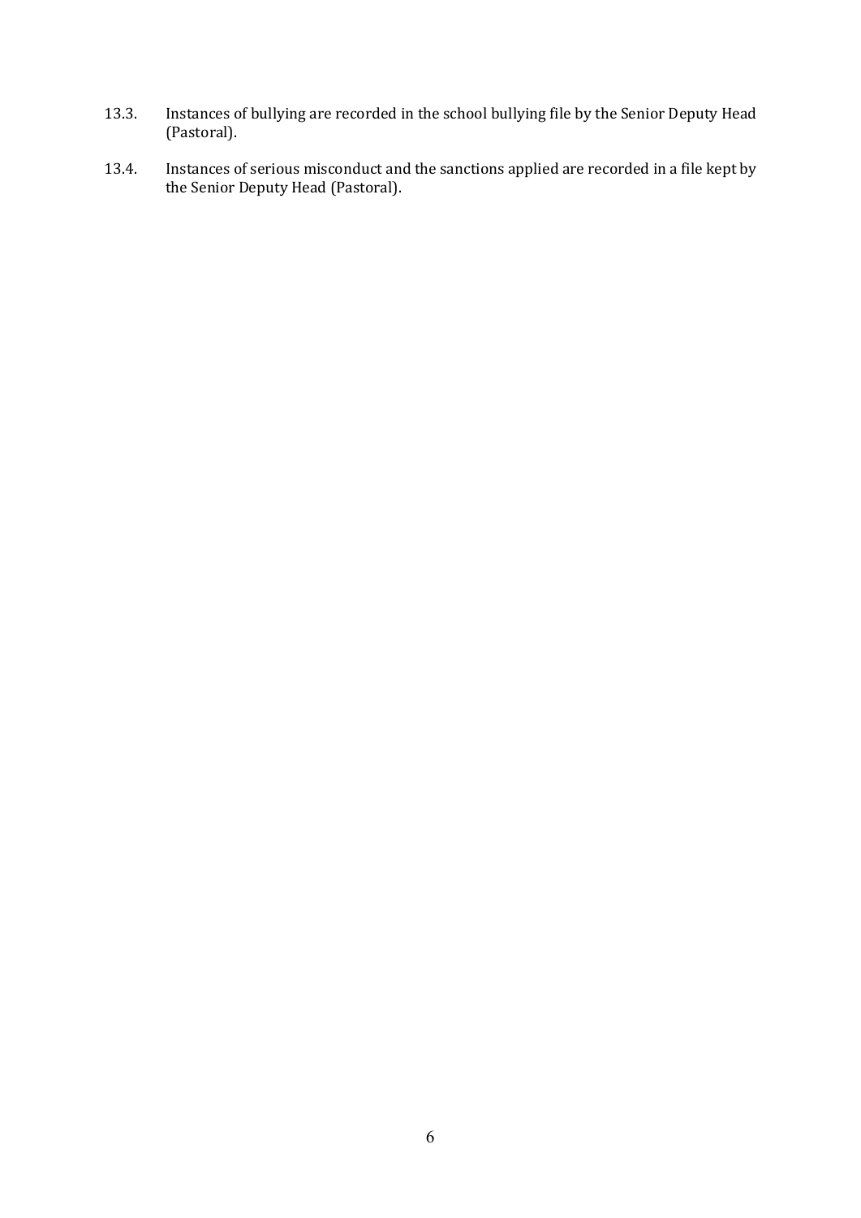13.3. Instances of bullying are recorded in the school bullying file by the Senior Deputy Head (Pastoral).

13.4. Instances of serious misconduct and the sanctions applied are recorded in a file kept by the Senior Deputy Head (Pastoral).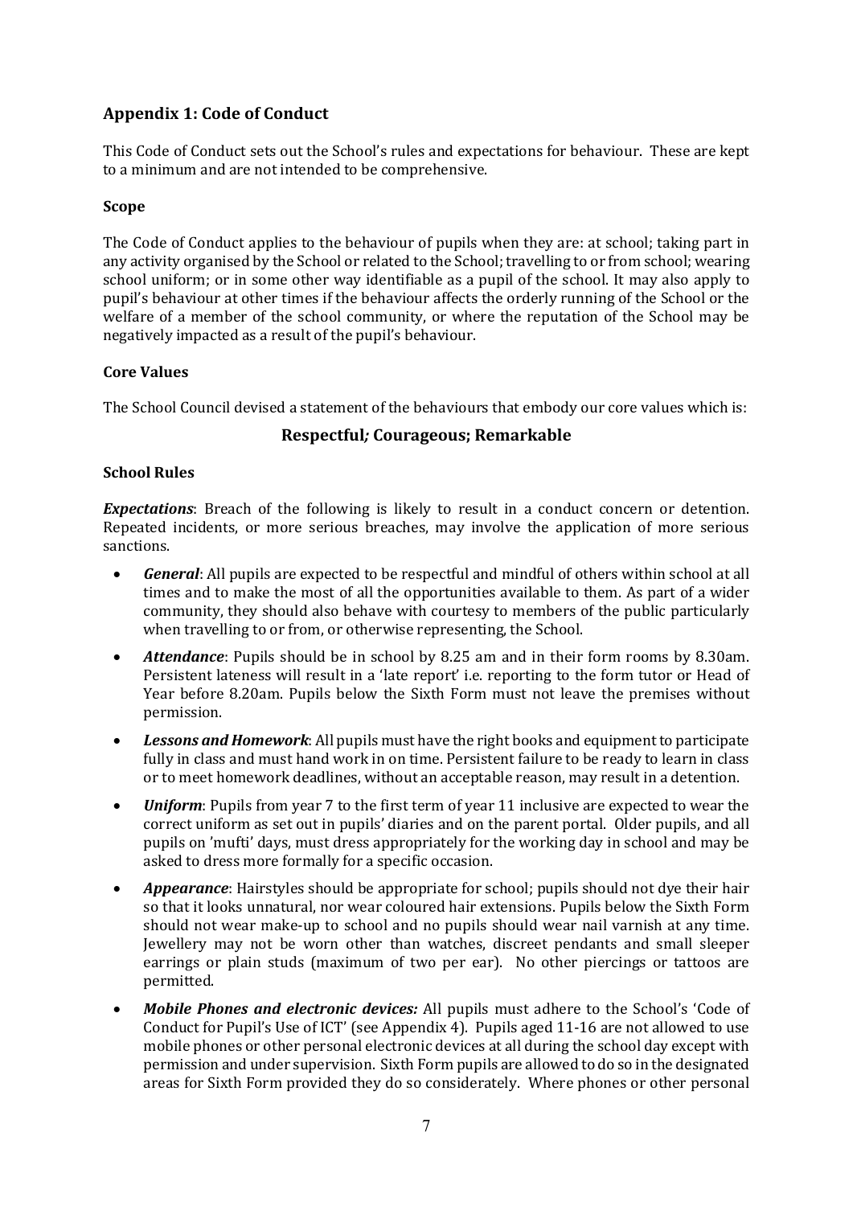## Appendix 1: Code of Conduct

This Code of Conduct sets out the School's rules and expectations for behaviour. These are kept to a minimum and are not intended to be comprehensive.

### Scope

The Code of Conduct applies to the behaviour of pupils when they are: at school; taking part in any activity organised by the School or related to the School; travelling to or from school; wearing school uniform; or in some other way identifiable as a pupil of the school. It may also apply to pupil's behaviour at other times if the behaviour affects the orderly running of the School or the welfare of a member of the school community, or where the reputation of the School may be negatively impacted as a result of the pupil's behaviour.

### Core Values

The School Council devised a statement of the behaviours that embody our core values which is:

**Respectful*;* Courageous; Remarkable**

### School Rules

***Expectations***: Breach of the following is likely to result in a conduct concern or detention. Repeated incidents, or more serious breaches, may involve the application of more serious sanctions.

- ***General***: All pupils are expected to be respectful and mindful of others within school at all times and to make the most of all the opportunities available to them. As part of a wider community, they should also behave with courtesy to members of the public particularly when travelling to or from, or otherwise representing, the School.
- ***Attendance***: Pupils should be in school by 8.25 am and in their form rooms by 8.30am. Persistent lateness will result in a 'late report' i.e. reporting to the form tutor or Head of Year before 8.20am. Pupils below the Sixth Form must not leave the premises without permission.
- ***Lessons and Homework***: All pupils must have the right books and equipment to participate fully in class and must hand work in on time. Persistent failure to be ready to learn in class or to meet homework deadlines, without an acceptable reason, may result in a detention.
- ***Uniform***: Pupils from year 7 to the first term of year 11 inclusive are expected to wear the correct uniform as set out in pupils' diaries and on the parent portal. Older pupils, and all pupils on 'mufti' days, must dress appropriately for the working day in school and may be asked to dress more formally for a specific occasion.
- ***Appearance***: Hairstyles should be appropriate for school; pupils should not dye their hair so that it looks unnatural, nor wear coloured hair extensions. Pupils below the Sixth Form should not wear make-up to school and no pupils should wear nail varnish at any time. Jewellery may not be worn other than watches, discreet pendants and small sleeper earrings or plain studs (maximum of two per ear). No other piercings or tattoos are permitted.
- ***Mobile Phones and electronic devices:*** All pupils must adhere to the School's 'Code of Conduct for Pupil's Use of ICT' (see Appendix 4). Pupils aged 11-16 are not allowed to use mobile phones or other personal electronic devices at all during the school day except with permission and under supervision. Sixth Form pupils are allowed to do so in the designated areas for Sixth Form provided they do so considerately. Where phones or other personal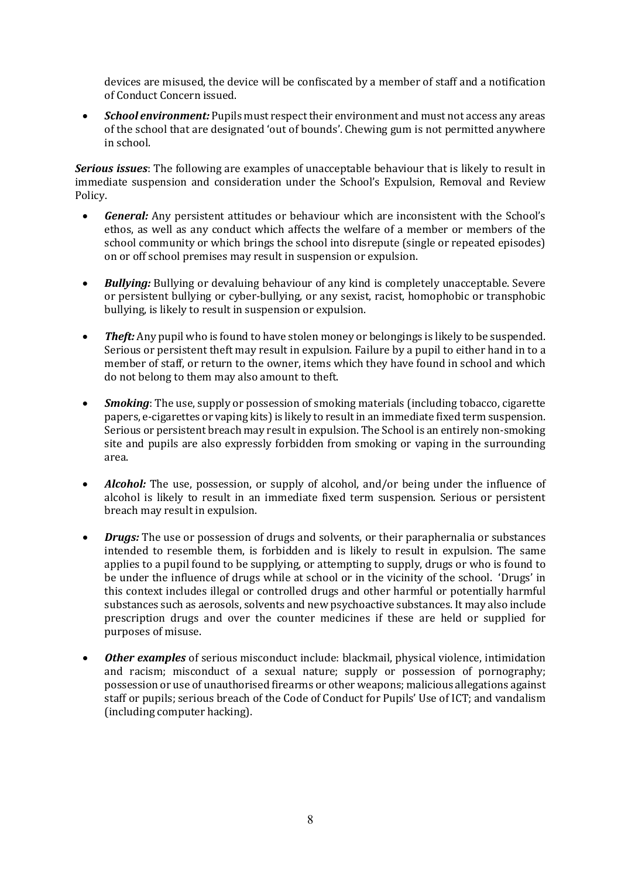devices are misused, the device will be confiscated by a member of staff and a notification of Conduct Concern issued.

- ***School environment:*** Pupils must respect their environment and must not access any areas of the school that are designated 'out of bounds'. Chewing gum is not permitted anywhere in school.

***Serious issues***: The following are examples of unacceptable behaviour that is likely to result in immediate suspension and consideration under the School's Expulsion, Removal and Review Policy.

- ***General:*** Any persistent attitudes or behaviour which are inconsistent with the School's ethos, as well as any conduct which affects the welfare of a member or members of the school community or which brings the school into disrepute (single or repeated episodes) on or off school premises may result in suspension or expulsion.

- ***Bullying:*** Bullying or devaluing behaviour of any kind is completely unacceptable. Severe or persistent bullying or cyber-bullying, or any sexist, racist, homophobic or transphobic bullying, is likely to result in suspension or expulsion.

- ***Theft:*** Any pupil who is found to have stolen money or belongings is likely to be suspended. Serious or persistent theft may result in expulsion. Failure by a pupil to either hand in to a member of staff, or return to the owner, items which they have found in school and which do not belong to them may also amount to theft.

- ***Smoking***: The use, supply or possession of smoking materials (including tobacco, cigarette papers, e-cigarettes or vaping kits) is likely to result in an immediate fixed term suspension. Serious or persistent breach may result in expulsion. The School is an entirely non-smoking site and pupils are also expressly forbidden from smoking or vaping in the surrounding area.

- ***Alcohol:*** The use, possession, or supply of alcohol, and/or being under the influence of alcohol is likely to result in an immediate fixed term suspension. Serious or persistent breach may result in expulsion.

- ***Drugs:*** The use or possession of drugs and solvents, or their paraphernalia or substances intended to resemble them, is forbidden and is likely to result in expulsion. The same applies to a pupil found to be supplying, or attempting to supply, drugs or who is found to be under the influence of drugs while at school or in the vicinity of the school. 'Drugs' in this context includes illegal or controlled drugs and other harmful or potentially harmful substances such as aerosols, solvents and new psychoactive substances. It may also include prescription drugs and over the counter medicines if these are held or supplied for purposes of misuse.

- ***Other examples*** of serious misconduct include: blackmail, physical violence, intimidation and racism; misconduct of a sexual nature; supply or possession of pornography; possession or use of unauthorised firearms or other weapons; malicious allegations against staff or pupils; serious breach of the Code of Conduct for Pupils' Use of ICT; and vandalism (including computer hacking).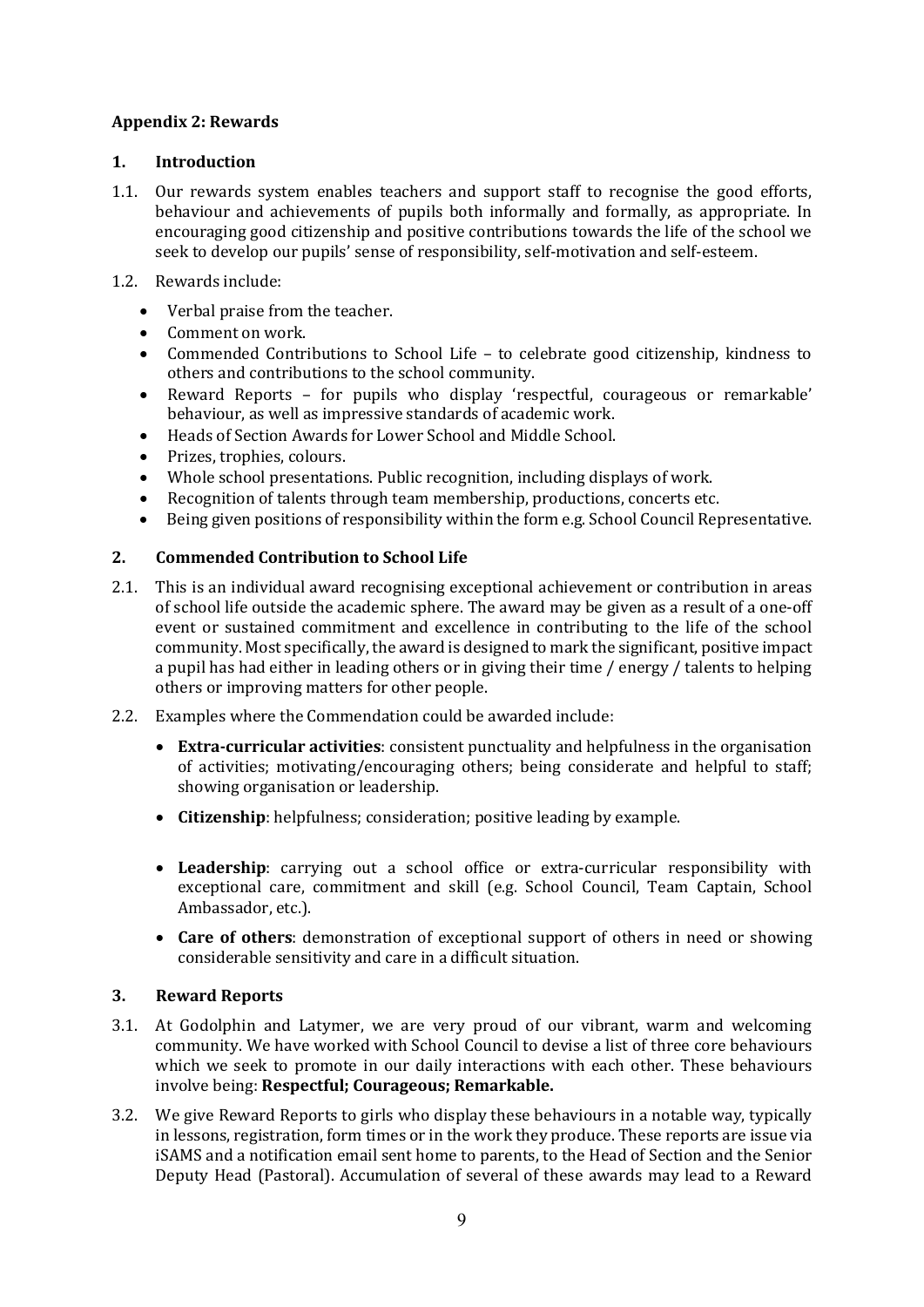## Appendix 2: Rewards

### 1. Introduction

1.1. Our rewards system enables teachers and support staff to recognise the good efforts, behaviour and achievements of pupils both informally and formally, as appropriate. In encouraging good citizenship and positive contributions towards the life of the school we seek to develop our pupils' sense of responsibility, self-motivation and self-esteem.

1.2. Rewards include:

- Verbal praise from the teacher.
- Comment on work.
- Commended Contributions to School Life – to celebrate good citizenship, kindness to others and contributions to the school community.
- Reward Reports – for pupils who display 'respectful, courageous or remarkable' behaviour, as well as impressive standards of academic work.
- Heads of Section Awards for Lower School and Middle School.
- Prizes, trophies, colours.
- Whole school presentations. Public recognition, including displays of work.
- Recognition of talents through team membership, productions, concerts etc.
- Being given positions of responsibility within the form e.g. School Council Representative.

### 2. Commended Contribution to School Life

2.1. This is an individual award recognising exceptional achievement or contribution in areas of school life outside the academic sphere. The award may be given as a result of a one-off event or sustained commitment and excellence in contributing to the life of the school community. Most specifically, the award is designed to mark the significant, positive impact a pupil has had either in leading others or in giving their time / energy / talents to helping others or improving matters for other people.

2.2. Examples where the Commendation could be awarded include:

- **Extra-curricular activities**: consistent punctuality and helpfulness in the organisation of activities; motivating/encouraging others; being considerate and helpful to staff; showing organisation or leadership.
- **Citizenship**: helpfulness; consideration; positive leading by example.
- **Leadership**: carrying out a school office or extra-curricular responsibility with exceptional care, commitment and skill (e.g. School Council, Team Captain, School Ambassador, etc.).
- **Care of others**: demonstration of exceptional support of others in need or showing considerable sensitivity and care in a difficult situation.

### 3. Reward Reports

3.1. At Godolphin and Latymer, we are very proud of our vibrant, warm and welcoming community. We have worked with School Council to devise a list of three core behaviours which we seek to promote in our daily interactions with each other. These behaviours involve being: **Respectful; Courageous; Remarkable.**

3.2. We give Reward Reports to girls who display these behaviours in a notable way, typically in lessons, registration, form times or in the work they produce. These reports are issue via iSAMS and a notification email sent home to parents, to the Head of Section and the Senior Deputy Head (Pastoral). Accumulation of several of these awards may lead to a Reward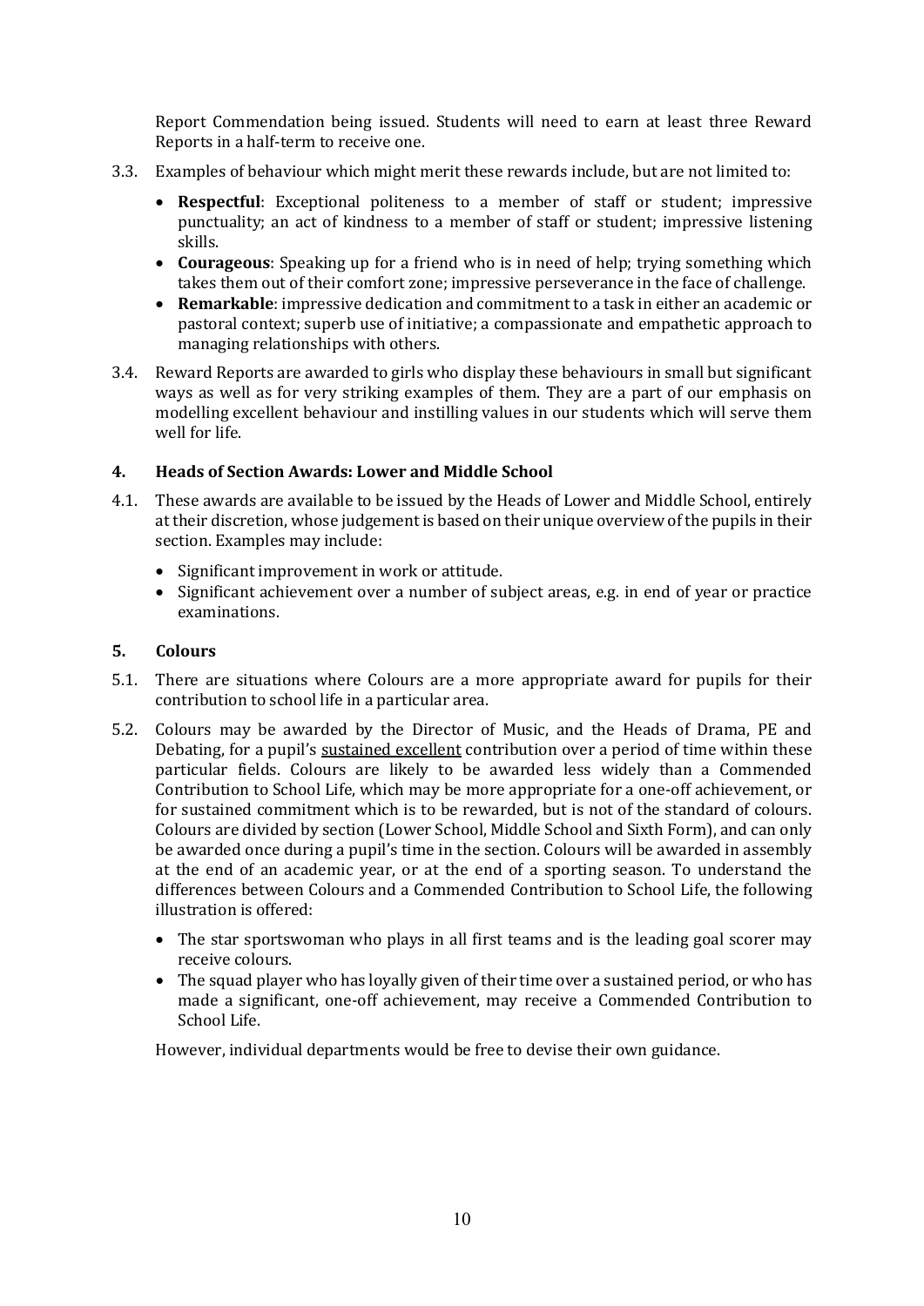Report Commendation being issued. Students will need to earn at least three Reward Reports in a half-term to receive one.

3.3. Examples of behaviour which might merit these rewards include, but are not limited to:

- **Respectful**: Exceptional politeness to a member of staff or student; impressive punctuality; an act of kindness to a member of staff or student; impressive listening skills.
- **Courageous**: Speaking up for a friend who is in need of help; trying something which takes them out of their comfort zone; impressive perseverance in the face of challenge.
- **Remarkable**: impressive dedication and commitment to a task in either an academic or pastoral context; superb use of initiative; a compassionate and empathetic approach to managing relationships with others.

3.4. Reward Reports are awarded to girls who display these behaviours in small but significant ways as well as for very striking examples of them. They are a part of our emphasis on modelling excellent behaviour and instilling values in our students which will serve them well for life.

## 4. Heads of Section Awards: Lower and Middle School

4.1. These awards are available to be issued by the Heads of Lower and Middle School, entirely at their discretion, whose judgement is based on their unique overview of the pupils in their section. Examples may include:

- Significant improvement in work or attitude.
- Significant achievement over a number of subject areas, e.g. in end of year or practice examinations.

## 5. Colours

5.1. There are situations where Colours are a more appropriate award for pupils for their contribution to school life in a particular area.

5.2. Colours may be awarded by the Director of Music, and the Heads of Drama, PE and Debating, for a pupil's <u>sustained excellent</u> contribution over a period of time within these particular fields. Colours are likely to be awarded less widely than a Commended Contribution to School Life, which may be more appropriate for a one-off achievement, or for sustained commitment which is to be rewarded, but is not of the standard of colours. Colours are divided by section (Lower School, Middle School and Sixth Form), and can only be awarded once during a pupil's time in the section. Colours will be awarded in assembly at the end of an academic year, or at the end of a sporting season. To understand the differences between Colours and a Commended Contribution to School Life, the following illustration is offered:

- The star sportswoman who plays in all first teams and is the leading goal scorer may receive colours.
- The squad player who has loyally given of their time over a sustained period, or who has made a significant, one-off achievement, may receive a Commended Contribution to School Life.

However, individual departments would be free to devise their own guidance.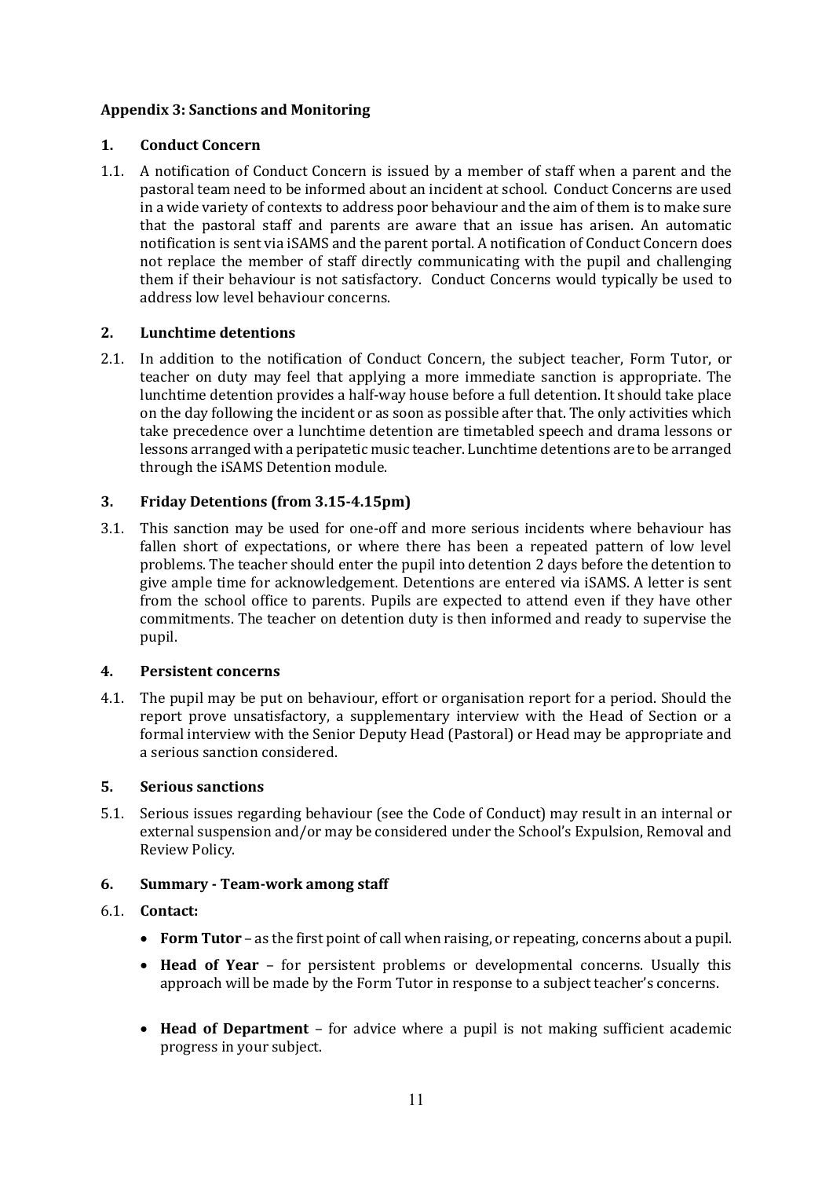**Appendix 3: Sanctions and Monitoring**

**1. Conduct Concern**

1.1. A notification of Conduct Concern is issued by a member of staff when a parent and the pastoral team need to be informed about an incident at school. Conduct Concerns are used in a wide variety of contexts to address poor behaviour and the aim of them is to make sure that the pastoral staff and parents are aware that an issue has arisen. An automatic notification is sent via iSAMS and the parent portal. A notification of Conduct Concern does not replace the member of staff directly communicating with the pupil and challenging them if their behaviour is not satisfactory. Conduct Concerns would typically be used to address low level behaviour concerns.

**2. Lunchtime detentions**

2.1. In addition to the notification of Conduct Concern, the subject teacher, Form Tutor, or teacher on duty may feel that applying a more immediate sanction is appropriate. The lunchtime detention provides a half-way house before a full detention. It should take place on the day following the incident or as soon as possible after that. The only activities which take precedence over a lunchtime detention are timetabled speech and drama lessons or lessons arranged with a peripatetic music teacher. Lunchtime detentions are to be arranged through the iSAMS Detention module.

**3. Friday Detentions (from 3.15-4.15pm)**

3.1. This sanction may be used for one-off and more serious incidents where behaviour has fallen short of expectations, or where there has been a repeated pattern of low level problems. The teacher should enter the pupil into detention 2 days before the detention to give ample time for acknowledgement. Detentions are entered via iSAMS. A letter is sent from the school office to parents. Pupils are expected to attend even if they have other commitments. The teacher on detention duty is then informed and ready to supervise the pupil.

**4. Persistent concerns**

4.1. The pupil may be put on behaviour, effort or organisation report for a period. Should the report prove unsatisfactory, a supplementary interview with the Head of Section or a formal interview with the Senior Deputy Head (Pastoral) or Head may be appropriate and a serious sanction considered.

**5. Serious sanctions**

5.1. Serious issues regarding behaviour (see the Code of Conduct) may result in an internal or external suspension and/or may be considered under the School's Expulsion, Removal and Review Policy.

**6. Summary - Team-work among staff**

6.1. **Contact:**

- **Form Tutor** – as the first point of call when raising, or repeating, concerns about a pupil.
- **Head of Year** – for persistent problems or developmental concerns. Usually this approach will be made by the Form Tutor in response to a subject teacher's concerns.
- **Head of Department** – for advice where a pupil is not making sufficient academic progress in your subject.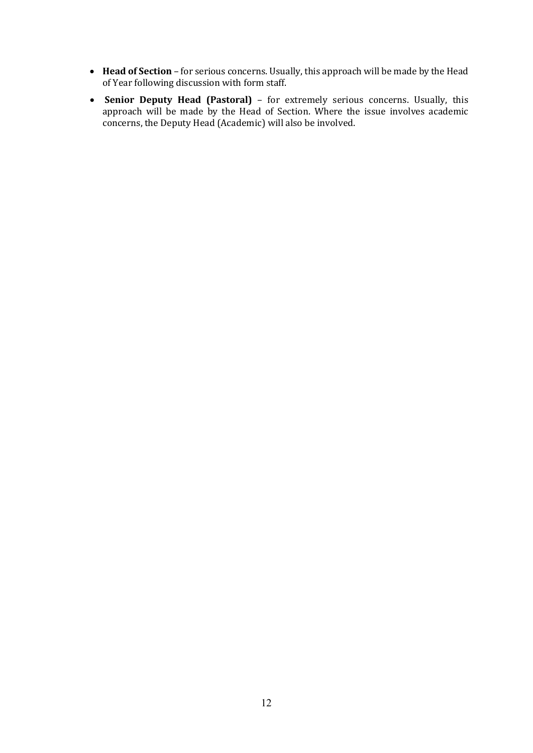- **Head of Section** – for serious concerns. Usually, this approach will be made by the Head of Year following discussion with form staff.
- **Senior Deputy Head (Pastoral)** – for extremely serious concerns. Usually, this approach will be made by the Head of Section. Where the issue involves academic concerns, the Deputy Head (Academic) will also be involved.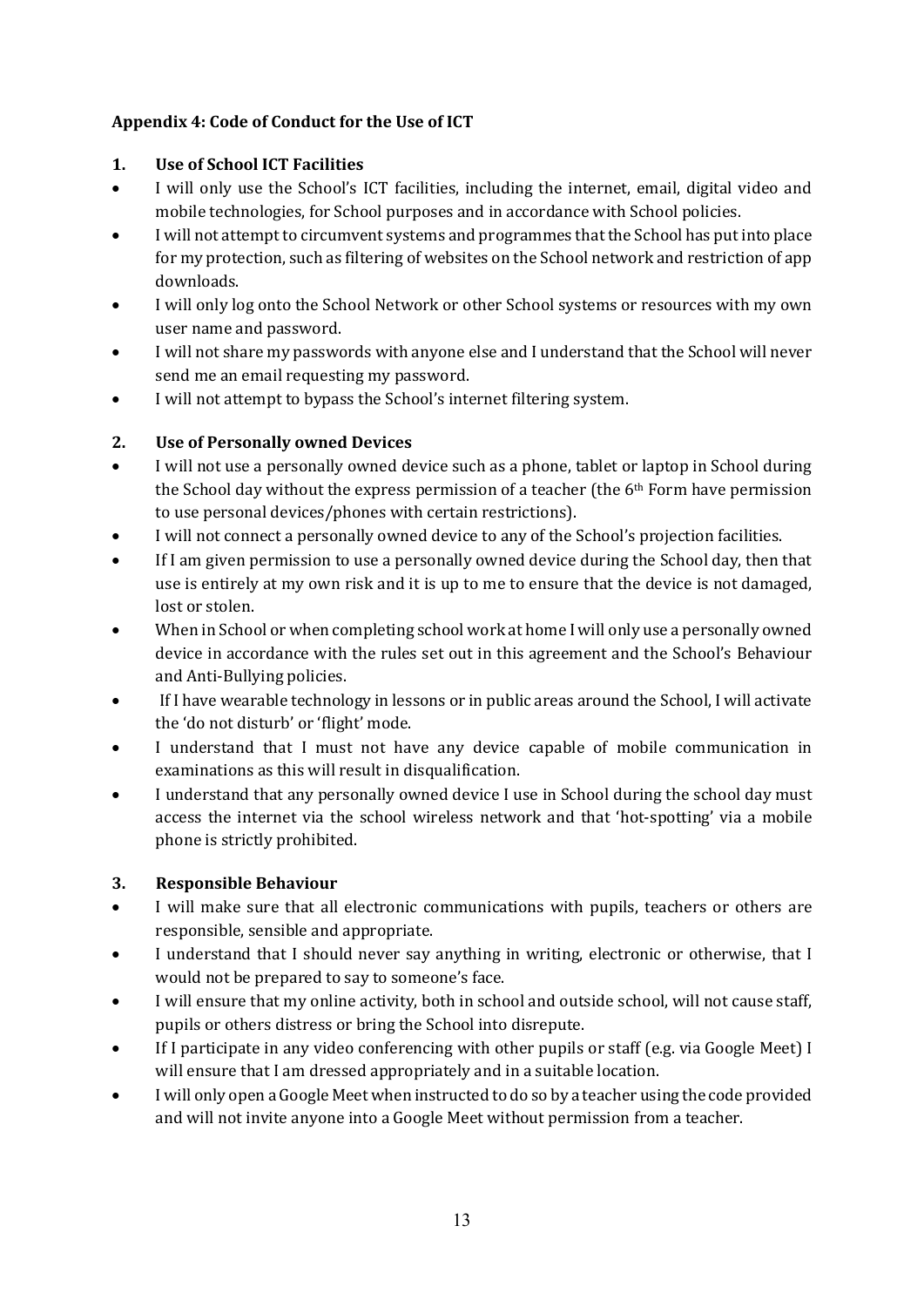**Appendix 4: Code of Conduct for the Use of ICT**

**1. Use of School ICT Facilities**

- I will only use the School's ICT facilities, including the internet, email, digital video and mobile technologies, for School purposes and in accordance with School policies.
- I will not attempt to circumvent systems and programmes that the School has put into place for my protection, such as filtering of websites on the School network and restriction of app downloads.
- I will only log onto the School Network or other School systems or resources with my own user name and password.
- I will not share my passwords with anyone else and I understand that the School will never send me an email requesting my password.
- I will not attempt to bypass the School's internet filtering system.

**2. Use of Personally owned Devices**

- I will not use a personally owned device such as a phone, tablet or laptop in School during the School day without the express permission of a teacher (the 6th Form have permission to use personal devices/phones with certain restrictions).
- I will not connect a personally owned device to any of the School's projection facilities.
- If I am given permission to use a personally owned device during the School day, then that use is entirely at my own risk and it is up to me to ensure that the device is not damaged, lost or stolen.
- When in School or when completing school work at home I will only use a personally owned device in accordance with the rules set out in this agreement and the School's Behaviour and Anti-Bullying policies.
- If I have wearable technology in lessons or in public areas around the School, I will activate the 'do not disturb' or 'flight' mode.
- I understand that I must not have any device capable of mobile communication in examinations as this will result in disqualification.
- I understand that any personally owned device I use in School during the school day must access the internet via the school wireless network and that 'hot-spotting' via a mobile phone is strictly prohibited.

**3. Responsible Behaviour**

- I will make sure that all electronic communications with pupils, teachers or others are responsible, sensible and appropriate.
- I understand that I should never say anything in writing, electronic or otherwise, that I would not be prepared to say to someone's face.
- I will ensure that my online activity, both in school and outside school, will not cause staff, pupils or others distress or bring the School into disrepute.
- If I participate in any video conferencing with other pupils or staff (e.g. via Google Meet) I will ensure that I am dressed appropriately and in a suitable location.
- I will only open a Google Meet when instructed to do so by a teacher using the code provided and will not invite anyone into a Google Meet without permission from a teacher.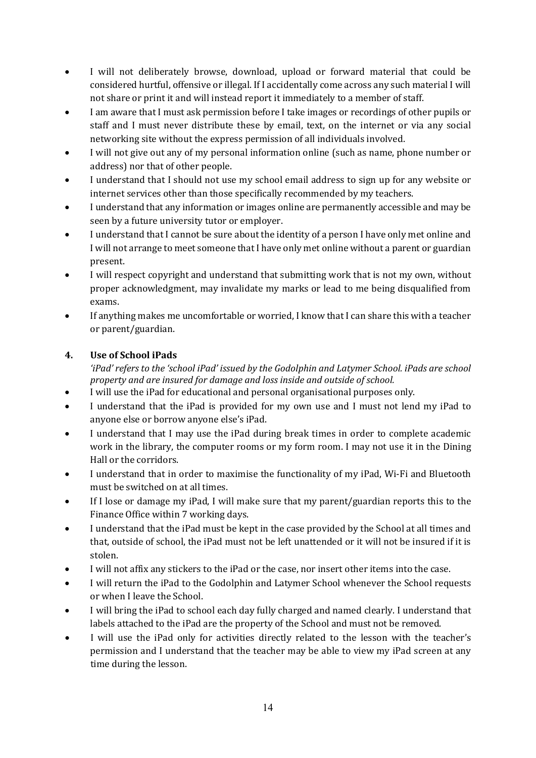- I will not deliberately browse, download, upload or forward material that could be considered hurtful, offensive or illegal. If I accidentally come across any such material I will not share or print it and will instead report it immediately to a member of staff.
- I am aware that I must ask permission before I take images or recordings of other pupils or staff and I must never distribute these by email, text, on the internet or via any social networking site without the express permission of all individuals involved.
- I will not give out any of my personal information online (such as name, phone number or address) nor that of other people.
- I understand that I should not use my school email address to sign up for any website or internet services other than those specifically recommended by my teachers.
- I understand that any information or images online are permanently accessible and may be seen by a future university tutor or employer.
- I understand that I cannot be sure about the identity of a person I have only met online and I will not arrange to meet someone that I have only met online without a parent or guardian present.
- I will respect copyright and understand that submitting work that is not my own, without proper acknowledgment, may invalidate my marks or lead to me being disqualified from exams.
- If anything makes me uncomfortable or worried, I know that I can share this with a teacher or parent/guardian.

## 4. Use of School iPads

*'iPad' refers to the 'school iPad' issued by the Godolphin and Latymer School. iPads are school property and are insured for damage and loss inside and outside of school.*

- I will use the iPad for educational and personal organisational purposes only.
- I understand that the iPad is provided for my own use and I must not lend my iPad to anyone else or borrow anyone else's iPad.
- I understand that I may use the iPad during break times in order to complete academic work in the library, the computer rooms or my form room. I may not use it in the Dining Hall or the corridors.
- I understand that in order to maximise the functionality of my iPad, Wi-Fi and Bluetooth must be switched on at all times.
- If I lose or damage my iPad, I will make sure that my parent/guardian reports this to the Finance Office within 7 working days.
- I understand that the iPad must be kept in the case provided by the School at all times and that, outside of school, the iPad must not be left unattended or it will not be insured if it is stolen.
- I will not affix any stickers to the iPad or the case, nor insert other items into the case.
- I will return the iPad to the Godolphin and Latymer School whenever the School requests or when I leave the School.
- I will bring the iPad to school each day fully charged and named clearly. I understand that labels attached to the iPad are the property of the School and must not be removed.
- I will use the iPad only for activities directly related to the lesson with the teacher's permission and I understand that the teacher may be able to view my iPad screen at any time during the lesson.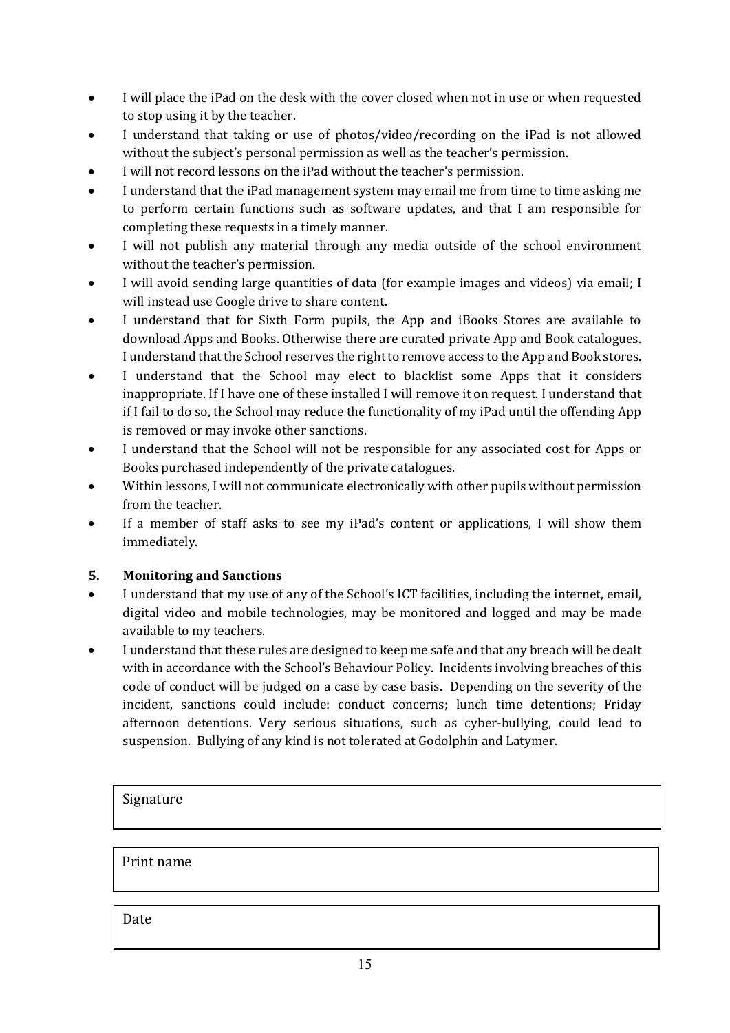- I will place the iPad on the desk with the cover closed when not in use or when requested to stop using it by the teacher.
- I understand that taking or use of photos/video/recording on the iPad is not allowed without the subject's personal permission as well as the teacher's permission.
- I will not record lessons on the iPad without the teacher's permission.
- I understand that the iPad management system may email me from time to time asking me to perform certain functions such as software updates, and that I am responsible for completing these requests in a timely manner.
- I will not publish any material through any media outside of the school environment without the teacher's permission.
- I will avoid sending large quantities of data (for example images and videos) via email; I will instead use Google drive to share content.
- I understand that for Sixth Form pupils, the App and iBooks Stores are available to download Apps and Books. Otherwise there are curated private App and Book catalogues. I understand that the School reserves the right to remove access to the App and Book stores.
- I understand that the School may elect to blacklist some Apps that it considers inappropriate. If I have one of these installed I will remove it on request. I understand that if I fail to do so, the School may reduce the functionality of my iPad until the offending App is removed or may invoke other sanctions.
- I understand that the School will not be responsible for any associated cost for Apps or Books purchased independently of the private catalogues.
- Within lessons, I will not communicate electronically with other pupils without permission from the teacher.
- If a member of staff asks to see my iPad's content or applications, I will show them immediately.

## 5. Monitoring and Sanctions

- I understand that my use of any of the School's ICT facilities, including the internet, email, digital video and mobile technologies, may be monitored and logged and may be made available to my teachers.
- I understand that these rules are designed to keep me safe and that any breach will be dealt with in accordance with the School's Behaviour Policy. Incidents involving breaches of this code of conduct will be judged on a case by case basis. Depending on the severity of the incident, sanctions could include: conduct concerns; lunch time detentions; Friday afternoon detentions. Very serious situations, such as cyber-bullying, could lead to suspension. Bullying of any kind is not tolerated at Godolphin and Latymer.

Signature

Print name

Date